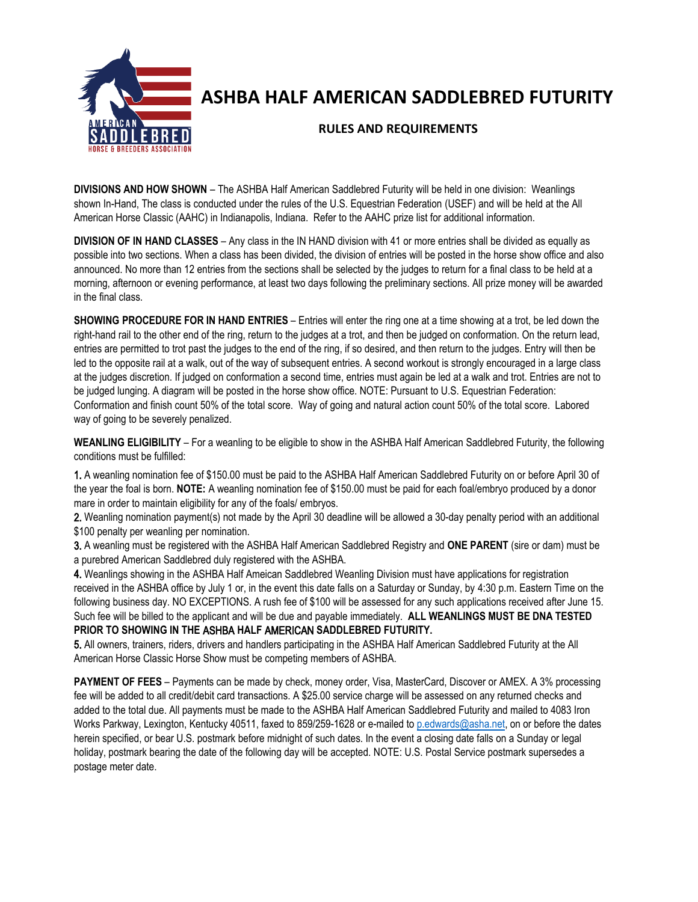# ASHBA HALF AMERICAN SADDLEBRED FUTURITY

## RULES AND REQUIREMENTS

**DIVISIONS AND HOW SHOWN** – The ASHBA Half American Saddlebred Futurity will be held in one division: Weanlings shown In-Hand, The class is conducted under the rules of the U.S. Equestrian Federation (USEF) and will be held at the All American Horse Classic (AAHC) in Indianapolis, Indiana. Refer to the AAHC prize list for additional information.

**DIVISION OF IN HAND CLASSES** – Any class in the IN HAND division with 41 or more entries shall be divided as equally as possible into two sections. When a class has been divided, the division of entries will be posted in the horse show office and also announced. No more than 12 entries from the sections shall be selected by the judges to return for a final class to be held at a morning, afternoon or evening performance, at least two days following the preliminary sections. All prize money will be awarded in the final class.

**SHOWING PROCEDURE FOR IN HAND ENTRIES** – Entries will enter the ring one at a time showing at a trot, be led down the right-hand rail to the other end of the ring, return to the judges at a trot, and then be judged on conformation. On the return lead, entries are permitted to trot past the judges to the end of the ring, if so desired, and then return to the judges. Entry will then be led to the opposite rail at a walk, out of the way of subsequent entries. A second workout is strongly encouraged in a large class at the judges discretion. If judged on conformation a second time, entries must again be led at a walk and trot. Entries are not to be judged lunging. A diagram will be posted in the horse show office. NOTE: Pursuant to U.S. Equestrian Federation: Conformation and finish count 50% of the total score. Way of going and natural action count 50% of the total score. Labored way of going to be severely penalized.

**WEANLING ELIGIBILITY** – For a weanling to be eligible to show in the ASHBA Half American Saddlebred Futurity, the following conditions must be fulfilled:

1. A weanling nomination fee of $150.00 must be paid to the ASHBA Half American Saddlebred Futurity on or before April 30 of the year the foal is born. **NOTE:** A weanling nomination fee of $150.00 must be paid for each foal/embryo produced by a donor mare in order to maintain eligibility for any of the foals/ embryos.
2. Weanling nomination payment(s) not made by the April 30 deadline will be allowed a 30-day penalty period with an additional $100 penalty per weanling per nomination.
3. A weanling must be registered with the ASHBA Half American Saddlebred Registry and **ONE PARENT** (sire or dam) must be a purebred American Saddlebred duly registered with the ASHBA.
4. Weanlings showing in the ASHBA Half Ameican Saddlebred Weanling Division must have applications for registration received in the ASHBA office by July 1 or, in the event this date falls on a Saturday or Sunday, by 4:30 p.m. Eastern Time on the following business day. NO EXCEPTIONS. A rush fee of $100 will be assessed for any such applications received after June 15. Such fee will be billed to the applicant and will be due and payable immediately. **ALL WEANLINGS MUST BE DNA TESTED PRIOR TO SHOWING IN THE ASHBA HALF AMERICAN SADDLEBRED FUTURITY.**
5. All owners, trainers, riders, drivers and handlers participating in the ASHBA Half American Saddlebred Futurity at the All American Horse Classic Horse Show must be competing members of ASHBA.

**PAYMENT OF FEES** – Payments can be made by check, money order, Visa, MasterCard, Discover or AMEX. A 3% processing fee will be added to all credit/debit card transactions. A $25.00 service charge will be assessed on any returned checks and added to the total due. All payments must be made to the ASHBA Half American Saddlebred Futurity and mailed to 4083 Iron Works Parkway, Lexington, Kentucky 40511, faxed to 859/259-1628 or e-mailed to p.edwards@asha.net, on or before the dates herein specified, or bear U.S. postmark before midnight of such dates. In the event a closing date falls on a Sunday or legal holiday, postmark bearing the date of the following day will be accepted. NOTE: U.S. Postal Service postmark supersedes a postage meter date.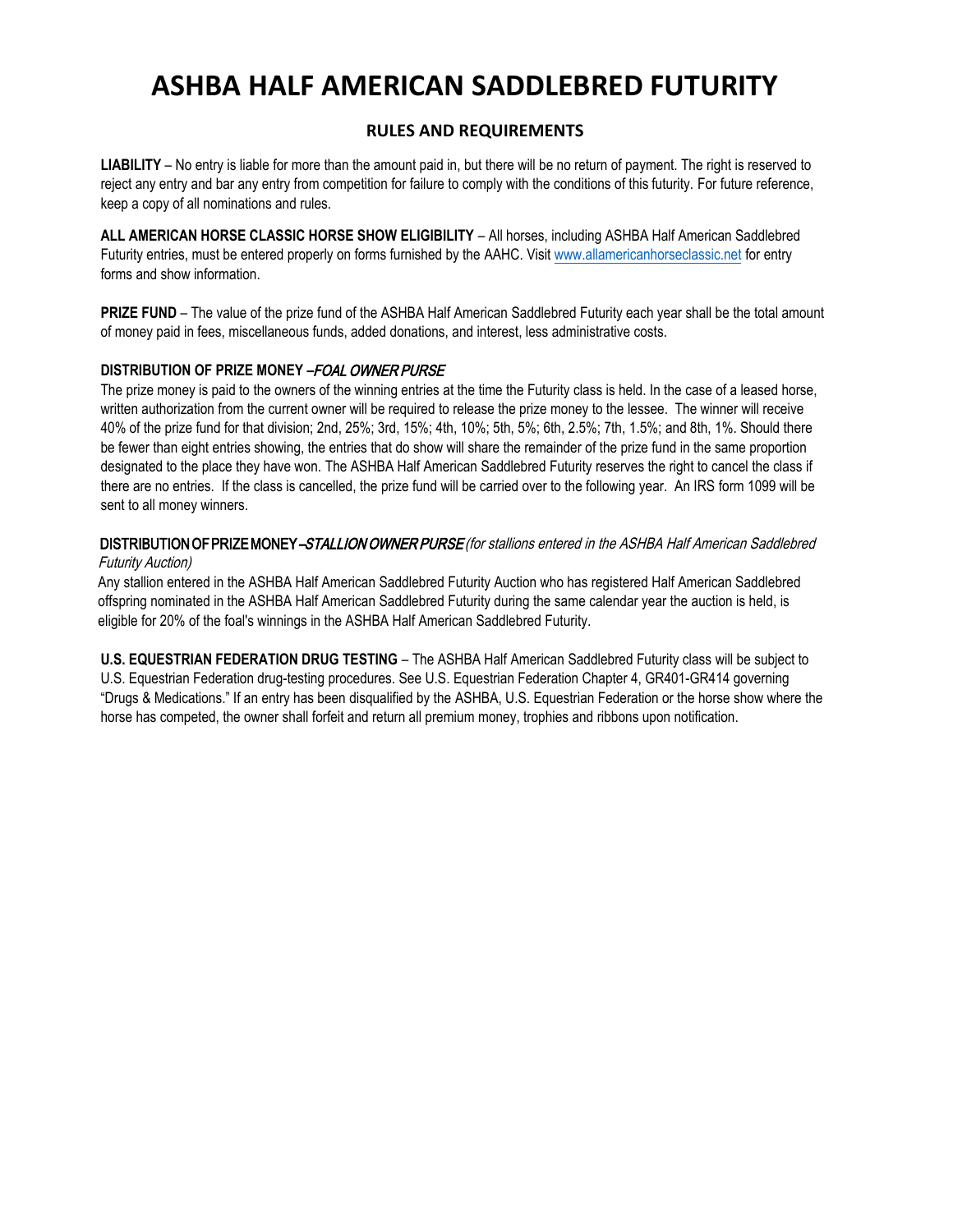# ASHBA HALF AMERICAN SADDLEBRED FUTURITY

## RULES AND REQUIREMENTS

**LIABILITY** – No entry is liable for more than the amount paid in, but there will be no return of payment. The right is reserved to reject any entry and bar any entry from competition for failure to comply with the conditions of this futurity. For future reference, keep a copy of all nominations and rules.

**ALL AMERICAN HORSE CLASSIC HORSE SHOW ELIGIBILITY** – All horses, including ASHBA Half American Saddlebred Futurity entries, must be entered properly on forms furnished by the AAHC. Visit www.allamericanhorseclassic.net for entry forms and show information.

**PRIZE FUND** – The value of the prize fund of the ASHBA Half American Saddlebred Futurity each year shall be the total amount of money paid in fees, miscellaneous funds, added donations, and interest, less administrative costs.

**DISTRIBUTION OF PRIZE MONEY** –*FOAL OWNER PURSE*

The prize money is paid to the owners of the winning entries at the time the Futurity class is held. In the case of a leased horse, written authorization from the current owner will be required to release the prize money to the lessee. The winner will receive 40% of the prize fund for that division; 2nd, 25%; 3rd, 15%; 4th, 10%; 5th, 5%; 6th, 2.5%; 7th, 1.5%; and 8th, 1%. Should there be fewer than eight entries showing, the entries that do show will share the remainder of the prize fund in the same proportion designated to the place they have won. The ASHBA Half American Saddlebred Futurity reserves the right to cancel the class if there are no entries. If the class is cancelled, the prize fund will be carried over to the following year. An IRS form 1099 will be sent to all money winners.

**DISTRIBUTION OF PRIZE MONEY** –*STALLION OWNER PURSE (for stallions entered in the ASHBA Half American Saddlebred Futurity Auction)*

Any stallion entered in the ASHBA Half American Saddlebred Futurity Auction who has registered Half American Saddlebred offspring nominated in the ASHBA Half American Saddlebred Futurity during the same calendar year the auction is held, is eligible for 20% of the foal's winnings in the ASHBA Half American Saddlebred Futurity.

**U.S. EQUESTRIAN FEDERATION DRUG TESTING** – The ASHBA Half American Saddlebred Futurity class will be subject to U.S. Equestrian Federation drug-testing procedures. See U.S. Equestrian Federation Chapter 4, GR401-GR414 governing "Drugs & Medications." If an entry has been disqualified by the ASHBA, U.S. Equestrian Federation or the horse show where the horse has competed, the owner shall forfeit and return all premium money, trophies and ribbons upon notification.